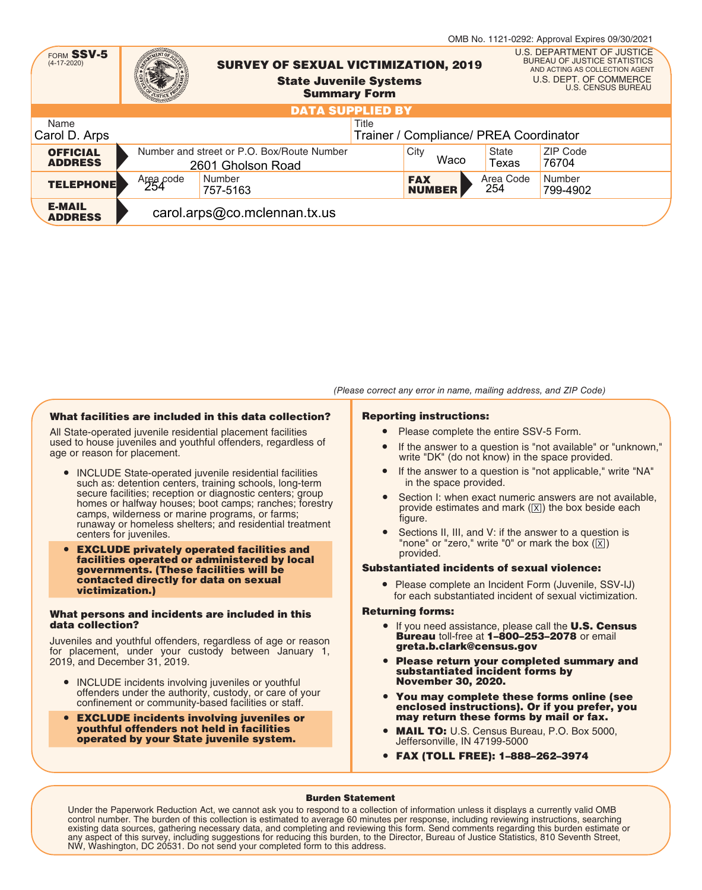OMB No. 1121-0292: Approval Expires 09/30/2021

FORM **SSV-5**
(4-17-2020)

# SURVEY OF SEXUAL VICTIMIZATION, 2019

## State Juvenile Systems Summary Form

U.S. DEPARTMENT OF JUSTICE
BUREAU OF JUSTICE STATISTICS
AND ACTING AS COLLECTION AGENT
U.S. DEPT. OF COMMERCE
U.S. CENSUS BUREAU

### DATA SUPPLIED BY

| Name | | Title | |
|---|---|---|---|
| Carol D. Arps | | Trainer / Compliance/ PREA Coordinator | |

| **OFFICIAL ADDRESS** | Number and street or P.O. Box/Route Number | City | State | ZIP Code |
|---|---|---|---|---|
| | 2601 Gholson Road | Waco | Texas | 76704 |

| **TELEPHONE** | Area code | Number | **FAX NUMBER** | Area Code | Number |
|---|---|---|---|---|---|
| | 254 | 757-5163 | | 254 | 799-4902 |

**E-MAIL ADDRESS** carol.arps@co.mclennan.tx.us

*(Please correct any error in name, mailing address, and ZIP Code)*

### What facilities are included in this data collection?

All State-operated juvenile residential placement facilities used to house juveniles and youthful offenders, regardless of age or reason for placement.

- INCLUDE State-operated juvenile residential facilities such as: detention centers, training schools, long-term secure facilities; reception or diagnostic centers; group homes or halfway houses; boot camps; ranches; forestry camps, wilderness or marine programs, or farms; runaway or homeless shelters; and residential treatment centers for juveniles.
- **EXCLUDE privately operated facilities and facilities operated or administered by local governments. (These facilities will be contacted directly for data on sexual victimization.)**

### What persons and incidents are included in this data collection?

Juveniles and youthful offenders, regardless of age or reason for placement, under your custody between January 1, 2019, and December 31, 2019.

- INCLUDE incidents involving juveniles or youthful offenders under the authority, custody, or care of your confinement or community-based facilities or staff.
- **EXCLUDE incidents involving juveniles or youthful offenders not held in facilities operated by your State juvenile system.**

### Reporting instructions:

- Please complete the entire SSV-5 Form.
- If the answer to a question is "not available" or "unknown," write "DK" (do not know) in the space provided.
- If the answer to a question is "not applicable," write "NA" in the space provided.
- Section I: when exact numeric answers are not available, provide estimates and mark (☒) the box beside each figure.
- Sections II, III, and V: if the answer to a question is "none" or "zero," write "0" or mark the box (☒) provided.

### Substantiated incidents of sexual violence:

- Please complete an Incident Form (Juvenile, SSV-IJ) for each substantiated incident of sexual victimization.

### Returning forms:

- If you need assistance, please call the **U.S. Census Bureau** toll-free at **1–800–253–2078** or email **greta.b.clark@census.gov**
- **Please return your completed summary and substantiated incident forms by November 30, 2020.**
- **You may complete these forms online (see enclosed instructions). Or if you prefer, you may return these forms by mail or fax.**
- **MAIL TO:** U.S. Census Bureau, P.O. Box 5000, Jeffersonville, IN 47199-5000
- **FAX (TOLL FREE): 1–888–262–3974**

### Burden Statement

Under the Paperwork Reduction Act, we cannot ask you to respond to a collection of information unless it displays a currently valid OMB control number. The burden of this collection is estimated to average 60 minutes per response, including reviewing instructions, searching existing data sources, gathering necessary data, and completing and reviewing this form. Send comments regarding this burden estimate or any aspect of this survey, including suggestions for reducing this burden, to the Director, Bureau of Justice Statistics, 810 Seventh Street, NW, Washington, DC 20531. Do not send your completed form to this address.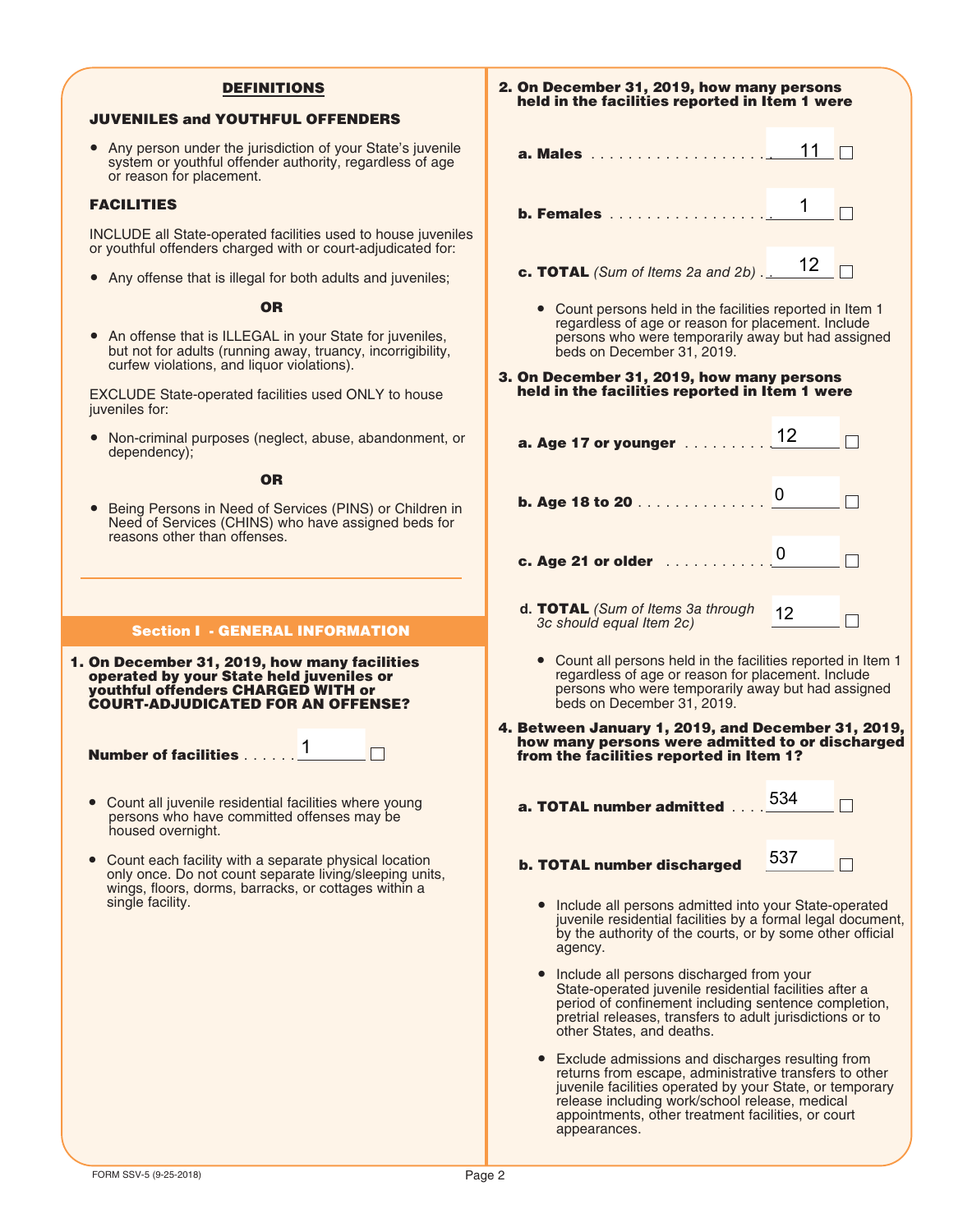## DEFINITIONS

### JUVENILES and YOUTHFUL OFFENDERS

- Any person under the jurisdiction of your State's juvenile system or youthful offender authority, regardless of age or reason for placement.

### FACILITIES

INCLUDE all State-operated facilities used to house juveniles or youthful offenders charged with or court-adjudicated for:

- Any offense that is illegal for both adults and juveniles;

**OR**

- An offense that is ILLEGAL in your State for juveniles, but not for adults (running away, truancy, incorrigibility, curfew violations, and liquor violations).

EXCLUDE State-operated facilities used ONLY to house juveniles for:

- Non-criminal purposes (neglect, abuse, abandonment, or dependency);

**OR**

- Being Persons in Need of Services (PINS) or Children in Need of Services (CHINS) who have assigned beds for reasons other than offenses.

## Section I - GENERAL INFORMATION

**1. On December 31, 2019, how many facilities operated by your State held juveniles or youthful offenders CHARGED WITH or COURT-ADJUDICATED FOR AN OFFENSE?**

**Number of facilities** . . . . . . 1 ☐

- Count all juvenile residential facilities where young persons who have committed offenses may be housed overnight.
- Count each facility with a separate physical location only once. Do not count separate living/sleeping units, wings, floors, dorms, barracks, or cottages within a single facility.

**2. On December 31, 2019, how many persons held in the facilities reported in Item 1 were**

**a. Males** . . . . . . . . . . . . . . . . . . . . 11 ☐

**b. Females** . . . . . . . . . . . . . . . . . . 1 ☐

**c. TOTAL** *(Sum of Items 2a and 2b)* . . 12 ☐

- Count persons held in the facilities reported in Item 1 regardless of age or reason for placement. Include persons who were temporarily away but had assigned beds on December 31, 2019.

**3. On December 31, 2019, how many persons held in the facilities reported in Item 1 were**

**a. Age 17 or younger** . . . . . . . . . . 12 ☐

**b. Age 18 to 20** . . . . . . . . . . . . . . 0 ☐

**c. Age 21 or older** . . . . . . . . . . . 0 ☐

**d. TOTAL** *(Sum of Items 3a through 3c should equal Item 2c)* 12 ☐

- Count all persons held in the facilities reported in Item 1 regardless of age or reason for placement. Include persons who were temporarily away but had assigned beds on December 31, 2019.

**4. Between January 1, 2019, and December 31, 2019, how many persons were admitted to or discharged from the facilities reported in Item 1?**

**a. TOTAL number admitted** . . . . 534 ☐

**b. TOTAL number discharged** 537 ☐

- Include all persons admitted into your State-operated juvenile residential facilities by a formal legal document, by the authority of the courts, or by some other official agency.
- Include all persons discharged from your State-operated juvenile residential facilities after a period of confinement including sentence completion, pretrial releases, transfers to adult jurisdictions or to other States, and deaths.
- Exclude admissions and discharges resulting from returns from escape, administrative transfers to other juvenile facilities operated by your State, or temporary release including work/school release, medical appointments, other treatment facilities, or court appearances.

FORM SSV-5 (9-25-2018)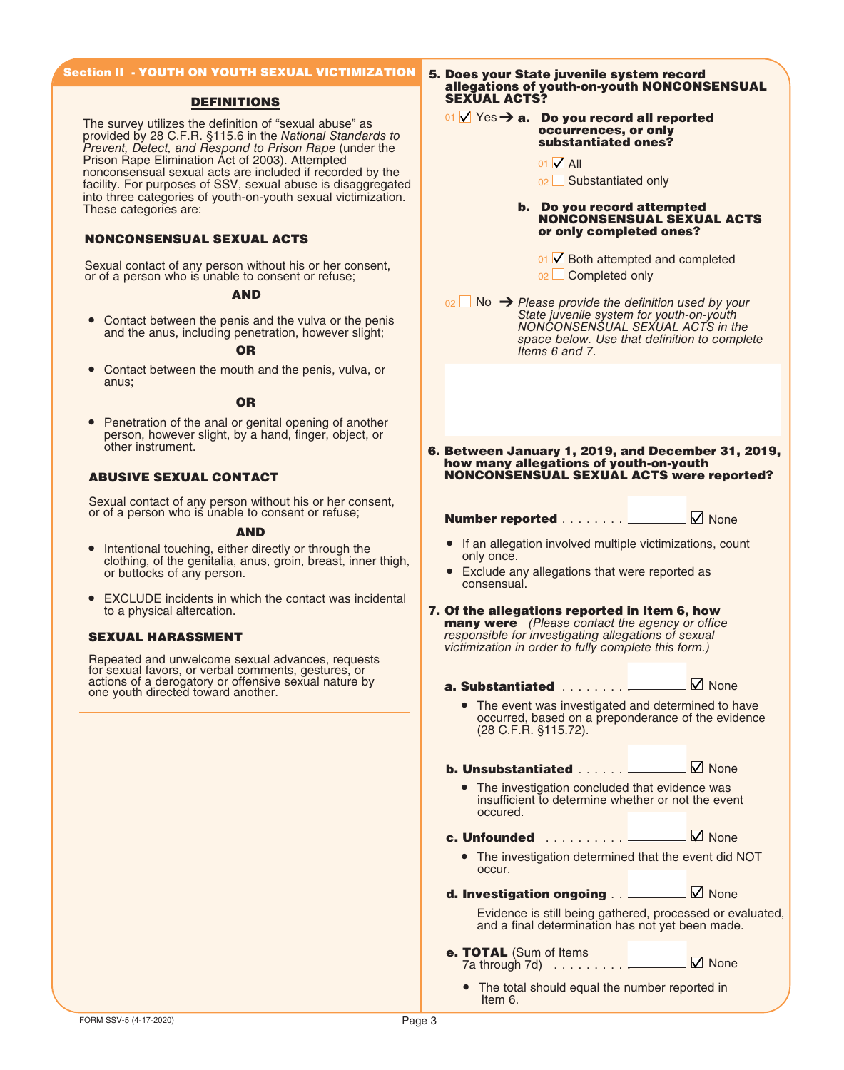## Section II - YOUTH ON YOUTH SEXUAL VICTIMIZATION

### DEFINITIONS

The survey utilizes the definition of "sexual abuse" as provided by 28 C.F.R. §115.6 in the *National Standards to Prevent, Detect, and Respond to Prison Rape* (under the Prison Rape Elimination Act of 2003). Attempted nonconsensual sexual acts are included if recorded by the facility. For purposes of SSV, sexual abuse is disaggregated into three categories of youth-on-youth sexual victimization. These categories are:

### NONCONSENSUAL SEXUAL ACTS

Sexual contact of any person without his or her consent, or of a person who is unable to consent or refuse;

**AND**

- Contact between the penis and the vulva or the penis and the anus, including penetration, however slight;

**OR**

- Contact between the mouth and the penis, vulva, or anus;

**OR**

- Penetration of the anal or genital opening of another person, however slight, by a hand, finger, object, or other instrument.

### ABUSIVE SEXUAL CONTACT

Sexual contact of any person without his or her consent, or of a person who is unable to consent or refuse;

**AND**

- Intentional touching, either directly or through the clothing, of the genitalia, anus, groin, breast, inner thigh, or buttocks of any person.
- EXCLUDE incidents in which the contact was incidental to a physical altercation.

### SEXUAL HARASSMENT

Repeated and unwelcome sexual advances, requests for sexual favors, or verbal comments, gestures, or actions of a derogatory or offensive sexual nature by one youth directed toward another.

---

**5. Does your State juvenile system record allegations of youth-on-youth NONCONSENSUAL SEXUAL ACTS?**

01 ☑ Yes ➔ **a. Do you record all reported occurrences, or only substantiated ones?**

- 01 ☑ All
- 02 ☐ Substantiated only

**b. Do you record attempted NONCONSENSUAL SEXUAL ACTS or only completed ones?**

- 01 ☑ Both attempted and completed
- 02 ☐ Completed only

02 ☐ No ➔ *Please provide the definition used by your State juvenile system for youth-on-youth NONCONSENSUAL SEXUAL ACTS in the space below. Use that definition to complete Items 6 and 7.*

**6. Between January 1, 2019, and December 31, 2019, how many allegations of youth-on-youth NONCONSENSUAL SEXUAL ACTS were reported?**

**Number reported** . . . . . . . . ______ ☑ None

- If an allegation involved multiple victimizations, count only once.
- Exclude any allegations that were reported as consensual.

**7. Of the allegations reported in Item 6, how many were** *(Please contact the agency or office responsible for investigating allegations of sexual victimization in order to fully complete this form.)*

**a. Substantiated** . . . . . . . . ______ ☑ None

- The event was investigated and determined to have occurred, based on a preponderance of the evidence (28 C.F.R. §115.72).

**b. Unsubstantiated** . . . . . . ______ ☑ None

- The investigation concluded that evidence was insufficient to determine whether or not the event occured.

**c. Unfounded** . . . . . . . . . . ______ ☑ None

- The investigation determined that the event did NOT occur.

**d. Investigation ongoing** . . ______ ☑ None

Evidence is still being gathered, processed or evaluated, and a final determination has not yet been made.

**e. TOTAL** (Sum of Items 7a through 7d) . . . . . . . . . ______ ☑ None

- The total should equal the number reported in Item 6.

FORM SSV-5 (4-17-2020)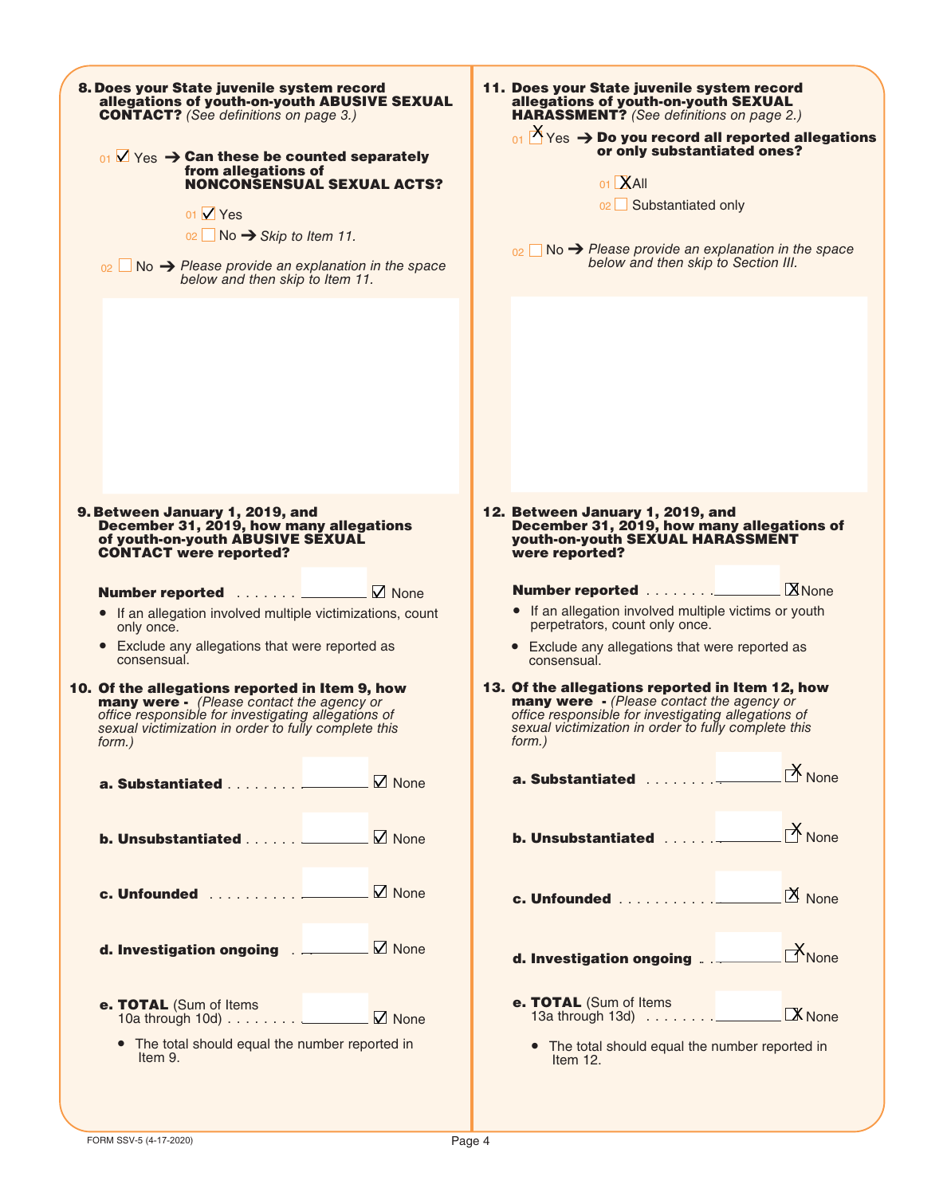**8. Does your State juvenile system record allegations of youth-on-youth ABUSIVE SEXUAL CONTACT?** *(See definitions on page 3.)*

01 ☑ Yes ➔ **Can these be counted separately from allegations of NONCONSENSUAL SEXUAL ACTS?**

- 01 ☑ Yes
- 02 ☐ No ➔ *Skip to Item 11.*

02 ☐ No ➔ *Please provide an explanation in the space below and then skip to Item 11.*

**9. Between January 1, 2019, and December 31, 2019, how many allegations of youth-on-youth ABUSIVE SEXUAL CONTACT were reported?**

**Number reported** . . . . . . . ________ ☑ None

- If an allegation involved multiple victimizations, count only once.
- Exclude any allegations that were reported as consensual.

**10. Of the allegations reported in Item 9, how many were -** *(Please contact the agency or office responsible for investigating allegations of sexual victimization in order to fully complete this form.)*

**a. Substantiated** . . . . . . . . ________ ☑ None

**b. Unsubstantiated** . . . . . . ________ ☑ None

**c. Unfounded** . . . . . . . . . . ________ ☑ None

**d. Investigation ongoing** . . ________ ☑ None

**e. TOTAL** (Sum of Items 10a through 10d) . . . . . . . . ________ ☑ None

- The total should equal the number reported in Item 9.

**11. Does your State juvenile system record allegations of youth-on-youth SEXUAL HARASSMENT?** *(See definitions on page 2.)*

01 ☒ Yes ➔ **Do you record all reported allegations or only substantiated ones?**

- 01 ☒ All
- 02 ☐ Substantiated only

02 ☐ No ➔ *Please provide an explanation in the space below and then skip to Section III.*

**12. Between January 1, 2019, and December 31, 2019, how many allegations of youth-on-youth SEXUAL HARASSMENT were reported?**

**Number reported** . . . . . . . ________ ☒ None

- If an allegation involved multiple victims or youth perpetrators, count only once.
- Exclude any allegations that were reported as consensual.

**13. Of the allegations reported in Item 12, how many were -** *(Please contact the agency or office responsible for investigating allegations of sexual victimization in order to fully complete this form.)*

**a. Substantiated** . . . . . . . . ________ ☒ None

**b. Unsubstantiated** . . . . . . ________ ☒ None

**c. Unfounded** . . . . . . . . . . ________ ☒ None

**d. Investigation ongoing** . . . ________ ☒ None

**e. TOTAL** (Sum of Items 13a through 13d) . . . . . . . . ________ ☒ None

- The total should equal the number reported in Item 12.

FORM SSV-5 (4-17-2020)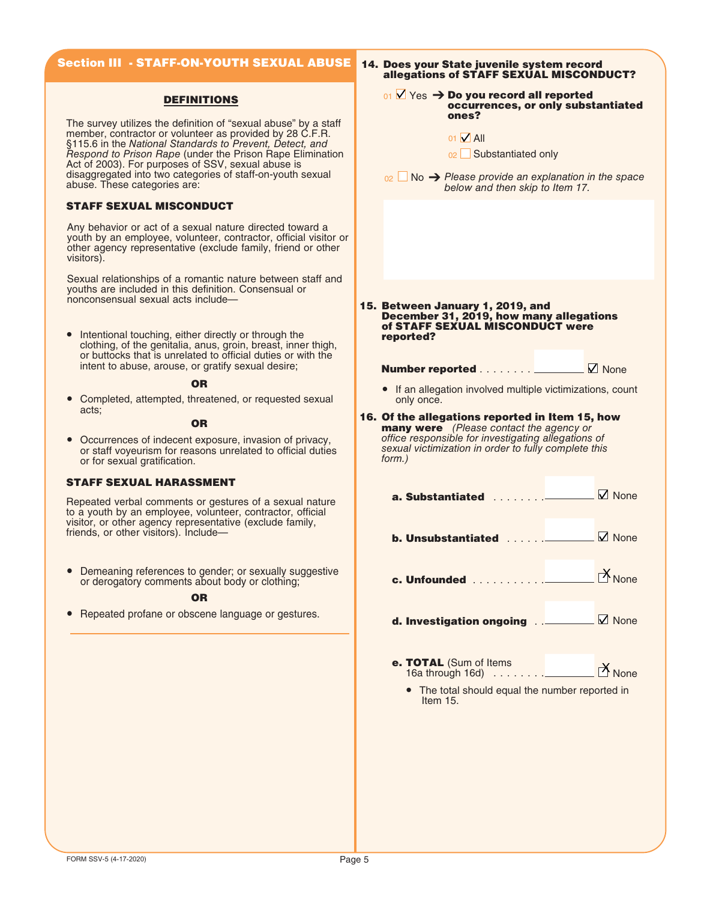## Section III - STAFF-ON-YOUTH SEXUAL ABUSE

### DEFINITIONS

The survey utilizes the definition of "sexual abuse" by a staff member, contractor or volunteer as provided by 28 C.F.R. §115.6 in the *National Standards to Prevent, Detect, and Respond to Prison Rape* (under the Prison Rape Elimination Act of 2003). For purposes of SSV, sexual abuse is disaggregated into two categories of staff-on-youth sexual abuse. These categories are:

#### STAFF SEXUAL MISCONDUCT

Any behavior or act of a sexual nature directed toward a youth by an employee, volunteer, contractor, official visitor or other agency representative (exclude family, friend or other visitors).

Sexual relationships of a romantic nature between staff and youths are included in this definition. Consensual or nonconsensual sexual acts include—

- Intentional touching, either directly or through the clothing, of the genitalia, anus, groin, breast, inner thigh, or buttocks that is unrelated to official duties or with the intent to abuse, arouse, or gratify sexual desire;

**OR**

- Completed, attempted, threatened, or requested sexual acts;

**OR**

- Occurrences of indecent exposure, invasion of privacy, or staff voyeurism for reasons unrelated to official duties or for sexual gratification.

#### STAFF SEXUAL HARASSMENT

Repeated verbal comments or gestures of a sexual nature to a youth by an employee, volunteer, contractor, official visitor, or other agency representative (exclude family, friends, or other visitors). Include—

- Demeaning references to gender; or sexually suggestive or derogatory comments about body or clothing;

**OR**

- Repeated profane or obscene language or gestures.

---

**14. Does your State juvenile system record allegations of STAFF SEXUAL MISCONDUCT?**

01 ☑ Yes ➔ **Do you record all reported occurrences, or only substantiated ones?**

- 01 ☑ All
- 02 ☐ Substantiated only

02 ☐ No ➔ *Please provide an explanation in the space below and then skip to Item 17.*

**15. Between January 1, 2019, and December 31, 2019, how many allegations of STAFF SEXUAL MISCONDUCT were reported?**

**Number reported** . . . . . . . . ________ ☑ None

- If an allegation involved multiple victimizations, count only once.

**16. Of the allegations reported in Item 15, how many were** *(Please contact the agency or office responsible for investigating allegations of sexual victimization in order to fully complete this form.)*

**a. Substantiated** . . . . . . . . ________ ☑ None

**b. Unsubstantiated** . . . . . . ________ ☑ None

**c. Unfounded** . . . . . . . . . . . ________ ☒ None

**d. Investigation ongoing** . . ________ ☑ None

**e. TOTAL** (Sum of Items 16a through 16d) . . . . . . . . ________ ☒ None

- The total should equal the number reported in Item 15.

FORM SSV-5 (4-17-2020)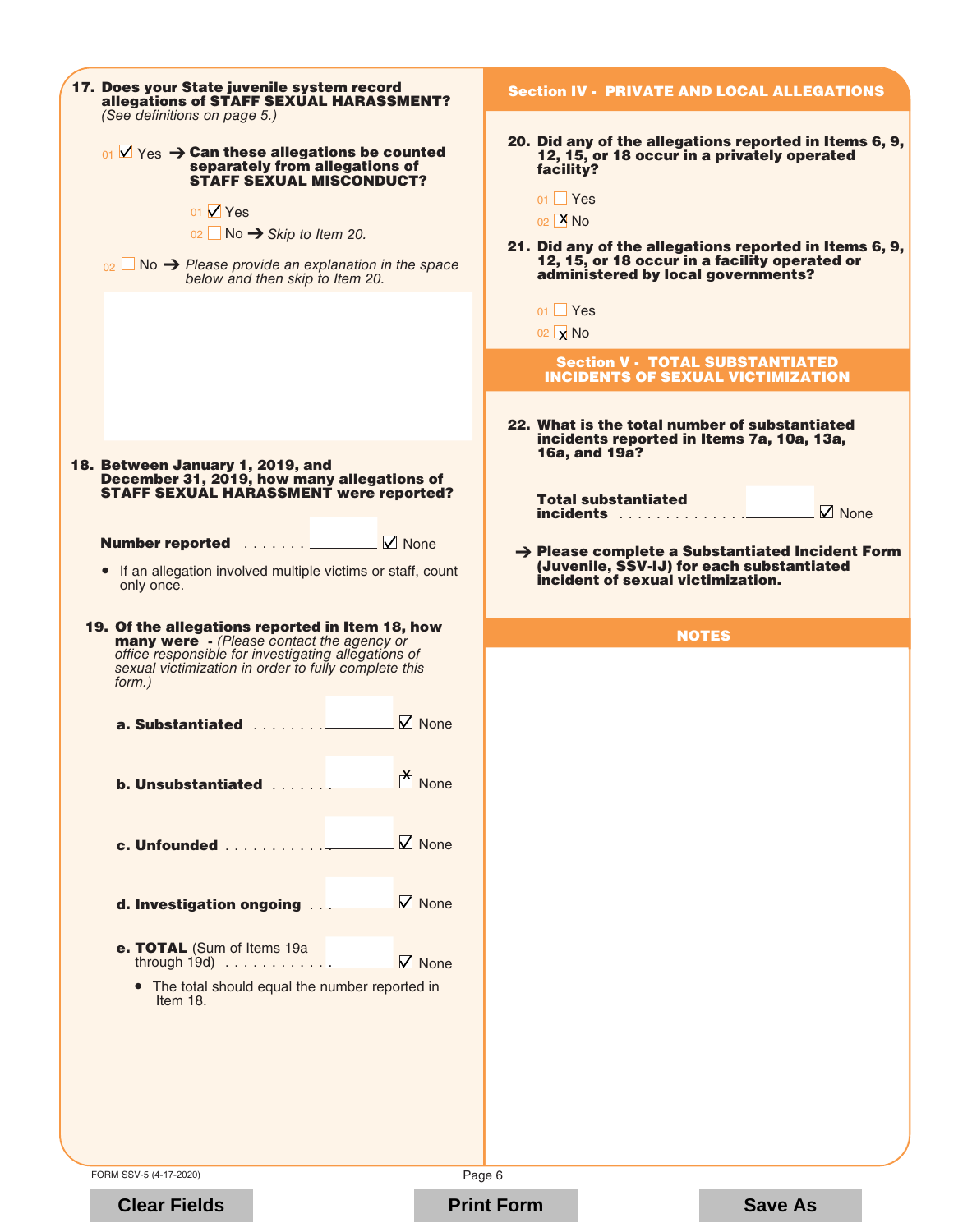**17. Does your State juvenile system record allegations of STAFF SEXUAL HARASSMENT?** *(See definitions on page 5.)*

01 ☑ Yes ➔ **Can these allegations be counted separately from allegations of STAFF SEXUAL MISCONDUCT?**

01 ☑ Yes

02 ☐ No ➔ *Skip to Item 20.*

02 ☐ No ➔ *Please provide an explanation in the space below and then skip to Item 20.*

**18. Between January 1, 2019, and December 31, 2019, how many allegations of STAFF SEXUAL HARASSMENT were reported?**

**Number reported** . . . . . . . ________ ☑ None

- If an allegation involved multiple victims or staff, count only once.

**19. Of the allegations reported in Item 18, how many were -** *(Please contact the agency or office responsible for investigating allegations of sexual victimization in order to fully complete this form.)*

**a. Substantiated** . . . . . . . . ________ ☑ None

**b. Unsubstantiated** . . . . . . ________ ☒ None

**c. Unfounded** . . . . . . . . . . . ________ ☑ None

**d. Investigation ongoing** . . . ________ ☑ None

**e. TOTAL** (Sum of Items 19a through 19d) . . . . . . . . . . . ________ ☑ None

- The total should equal the number reported in Item 18.

## Section IV - PRIVATE AND LOCAL ALLEGATIONS

**20. Did any of the allegations reported in Items 6, 9, 12, 15, or 18 occur in a privately operated facility?**

01 ☐ Yes

02 ☒ No

**21. Did any of the allegations reported in Items 6, 9, 12, 15, or 18 occur in a facility operated or administered by local governments?**

01 ☐ Yes

02 ☒ No

## Section V - TOTAL SUBSTANTIATED INCIDENTS OF SEXUAL VICTIMIZATION

**22. What is the total number of substantiated incidents reported in Items 7a, 10a, 13a, 16a, and 19a?**

**Total substantiated incidents** . . . . . . . . . . . . . . ________ ☑ None

➔ **Please complete a Substantiated Incident Form (Juvenile, SSV-IJ) for each substantiated incident of sexual victimization.**

## NOTES

FORM SSV-5 (4-17-2020)

Clear Fields | Print Form | Save As